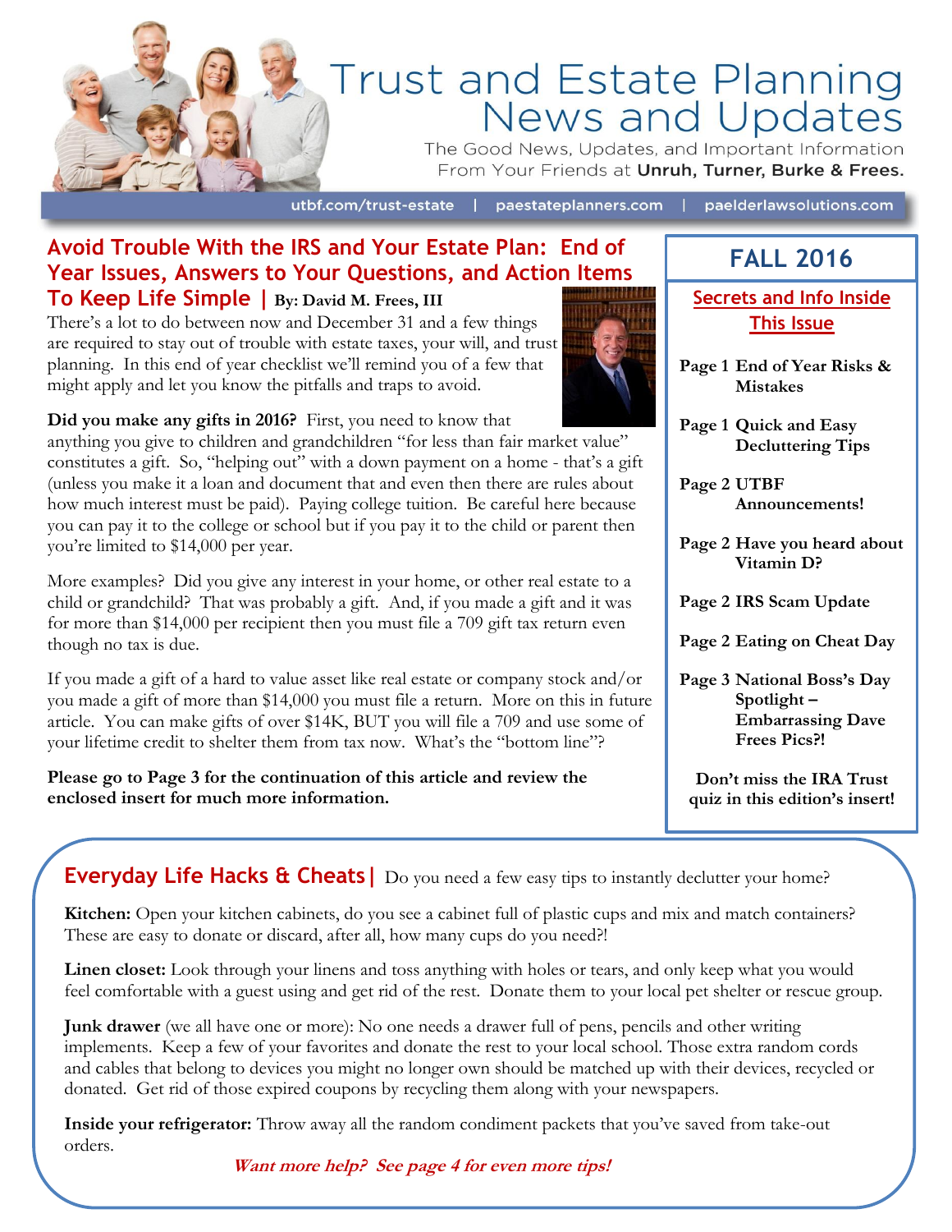# Trust and Estate Planning News and Updates

The Good News, Updates, and Important Information From Your Friends at **Unruh, Turner, Burke & Frees.**

utbf.com/trust-estate | paestateplanners.com | paelderlawsolutions.com

## Avoid Trouble With the IRS and Your Estate Plan: End of Year Issues, Answers to Your Questions, and Action Items To Keep Life Simple | By: David M. Frees, III

There's a lot to do between now and December 31 and a few things are required to stay out of trouble with estate taxes, your will, and trust planning. In this end of year checklist we'll remind you of a few that might apply and let you know the pitfalls and traps to avoid.

**Did you make any gifts in 2016?** First, you need to know that anything you give to children and grandchildren "for less than fair market value" constitutes a gift. So, "helping out" with a down payment on a home - that's a gift (unless you make it a loan and document that and even then there are rules about how much interest must be paid). Paying college tuition. Be careful here because you can pay it to the college or school but if you pay it to the child or parent then you're limited to $14,000 per year.

More examples? Did you give any interest in your home, or other real estate to a child or grandchild? That was probably a gift. And, if you made a gift and it was for more than $14,000 per recipient then you must file a 709 gift tax return even though no tax is due.

If you made a gift of a hard to value asset like real estate or company stock and/or you made a gift of more than $14,000 you must file a return. More on this in future article. You can make gifts of over $14K, BUT you will file a 709 and use some of your lifetime credit to shelter them from tax now. What's the "bottom line"?

**Please go to Page 3 for the continuation of this article and review the enclosed insert for much more information.**

## FALL 2016

### Secrets and Info Inside This Issue

- Page 1 **End of Year Risks & Mistakes**
- Page 1 **Quick and Easy Decluttering Tips**
- Page 2 **UTBF Announcements!**
- Page 2 **Have you heard about Vitamin D?**
- Page 2 **IRS Scam Update**
- Page 2 **Eating on Cheat Day**
- Page 3 **National Boss's Day Spotlight – Embarrassing Dave Frees Pics?!**

**Don't miss the IRA Trust quiz in this edition's insert!**

## Everyday Life Hacks & Cheats | Do you need a few easy tips to instantly declutter your home?

**Kitchen:** Open your kitchen cabinets, do you see a cabinet full of plastic cups and mix and match containers? These are easy to donate or discard, after all, how many cups do you need?!

**Linen closet:** Look through your linens and toss anything with holes or tears, and only keep what you would feel comfortable with a guest using and get rid of the rest. Donate them to your local pet shelter or rescue group.

**Junk drawer** (we all have one or more): No one needs a drawer full of pens, pencils and other writing implements. Keep a few of your favorites and donate the rest to your local school. Those extra random cords and cables that belong to devices you might no longer own should be matched up with their devices, recycled or donated. Get rid of those expired coupons by recycling them along with your newspapers.

**Inside your refrigerator:** Throw away all the random condiment packets that you've saved from take-out orders.

***Want more help? See page 4 for even more tips!***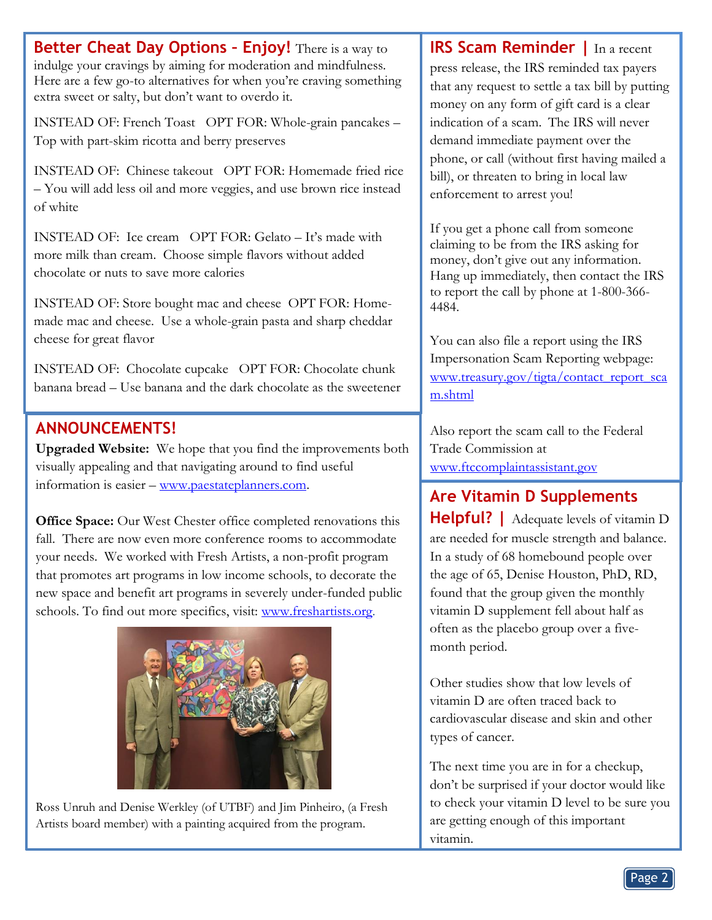## Better Cheat Day Options – Enjoy!

There is a way to indulge your cravings by aiming for moderation and mindfulness. Here are a few go-to alternatives for when you're craving something extra sweet or salty, but don't want to overdo it.

INSTEAD OF: French Toast OPT FOR: Whole-grain pancakes – Top with part-skim ricotta and berry preserves

INSTEAD OF: Chinese takeout OPT FOR: Homemade fried rice – You will add less oil and more veggies, and use brown rice instead of white

INSTEAD OF: Ice cream OPT FOR: Gelato – It's made with more milk than cream. Choose simple flavors without added chocolate or nuts to save more calories

INSTEAD OF: Store bought mac and cheese OPT FOR: Home-made mac and cheese. Use a whole-grain pasta and sharp cheddar cheese for great flavor

INSTEAD OF: Chocolate cupcake OPT FOR: Chocolate chunk banana bread – Use banana and the dark chocolate as the sweetener

## ANNOUNCEMENTS!

**Upgraded Website:** We hope that you find the improvements both visually appealing and that navigating around to find useful information is easier – www.paestateplanners.com.

**Office Space:** Our West Chester office completed renovations this fall. There are now even more conference rooms to accommodate your needs. We worked with Fresh Artists, a non-profit program that promotes art programs in low income schools, to decorate the new space and benefit art programs in severely under-funded public schools. To find out more specifics, visit: www.freshartists.org.

Ross Unruh and Denise Werkley (of UTBF) and Jim Pinheiro, (a Fresh Artists board member) with a painting acquired from the program.

## IRS Scam Reminder |

In a recent press release, the IRS reminded tax payers that any request to settle a tax bill by putting money on any form of gift card is a clear indication of a scam. The IRS will never demand immediate payment over the phone, or call (without first having mailed a bill), or threaten to bring in local law enforcement to arrest you!

If you get a phone call from someone claiming to be from the IRS asking for money, don't give out any information. Hang up immediately, then contact the IRS to report the call by phone at 1-800-366-4484.

You can also file a report using the IRS Impersonation Scam Reporting webpage: www.treasury.gov/tigta/contact_report_scam.shtml

Also report the scam call to the Federal Trade Commission at www.ftccomplaintassistant.gov

## Are Vitamin D Supplements Helpful? |

Adequate levels of vitamin D are needed for muscle strength and balance. In a study of 68 homebound people over the age of 65, Denise Houston, PhD, RD, found that the group given the monthly vitamin D supplement fell about half as often as the placebo group over a five-month period.

Other studies show that low levels of vitamin D are often traced back to cardiovascular disease and skin and other types of cancer.

The next time you are in for a checkup, don't be surprised if your doctor would like to check your vitamin D level to be sure you are getting enough of this important vitamin.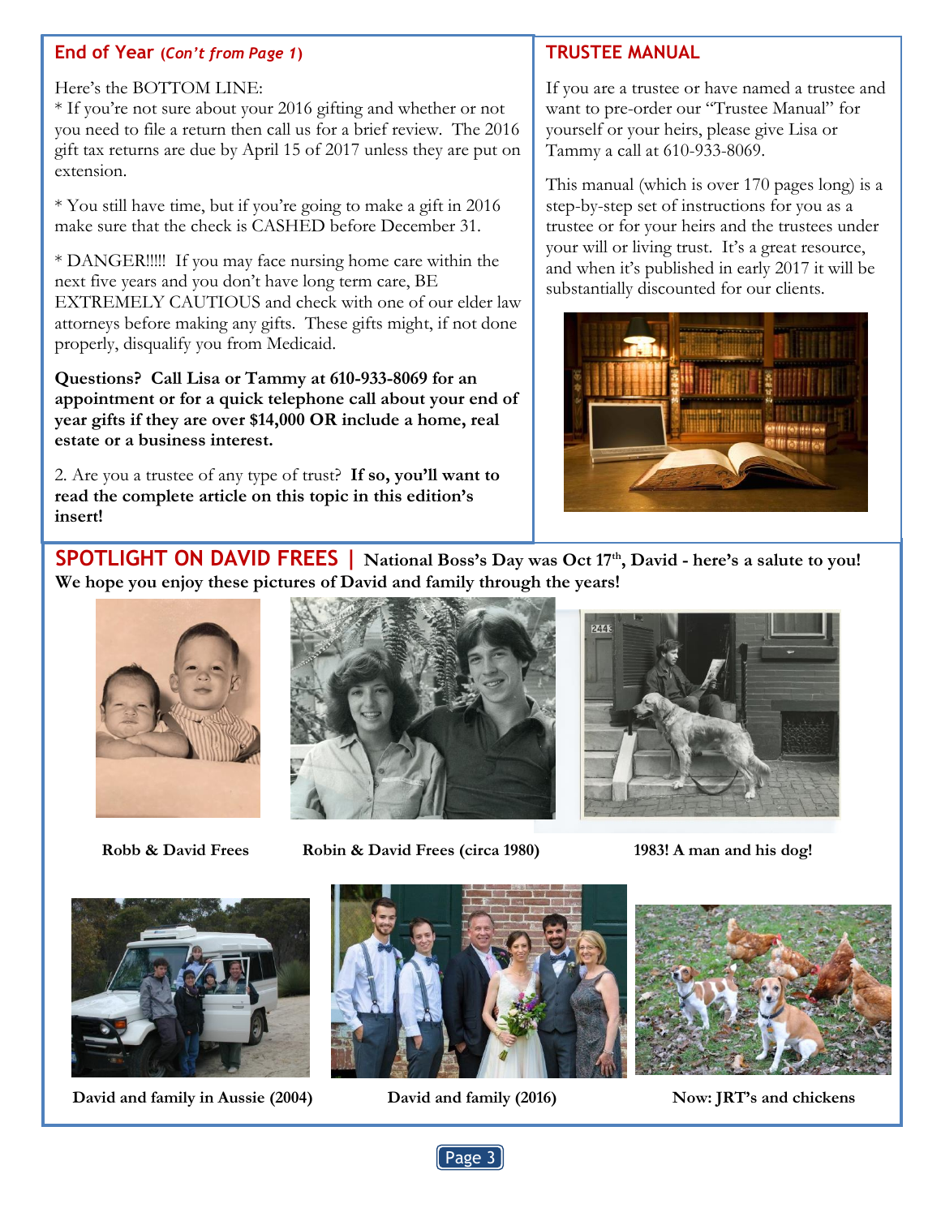## End of Year *(Con't from Page 1)*

Here's the BOTTOM LINE:

* If you're not sure about your 2016 gifting and whether or not you need to file a return then call us for a brief review. The 2016 gift tax returns are due by April 15 of 2017 unless they are put on extension.

* You still have time, but if you're going to make a gift in 2016 make sure that the check is CASHED before December 31.

* DANGER!!!!! If you may face nursing home care within the next five years and you don't have long term care, BE EXTREMELY CAUTIOUS and check with one of our elder law attorneys before making any gifts. These gifts might, if not done properly, disqualify you from Medicaid.

**Questions? Call Lisa or Tammy at 610-933-8069 for an appointment or for a quick telephone call about your end of year gifts if they are over $14,000 OR include a home, real estate or a business interest.**

2. Are you a trustee of any type of trust? **If so, you'll want to read the complete article on this topic in this edition's insert!**

## TRUSTEE MANUAL

If you are a trustee or have named a trustee and want to pre-order our "Trustee Manual" for yourself or your heirs, please give Lisa or Tammy a call at 610-933-8069.

This manual (which is over 170 pages long) is a step-by-step set of instructions for you as a trustee or for your heirs and the trustees under your will or living trust. It's a great resource, and when it's published in early 2017 it will be substantially discounted for our clients.

## SPOTLIGHT ON DAVID FREES | National Boss's Day was Oct 17th, David - here's a salute to you!

**We hope you enjoy these pictures of David and family through the years!**

**Robb & David Frees**

**Robin & David Frees (circa 1980)**

**1983! A man and his dog!**

**David and family in Aussie (2004)**

**David and family (2016)**

**Now: JRT's and chickens**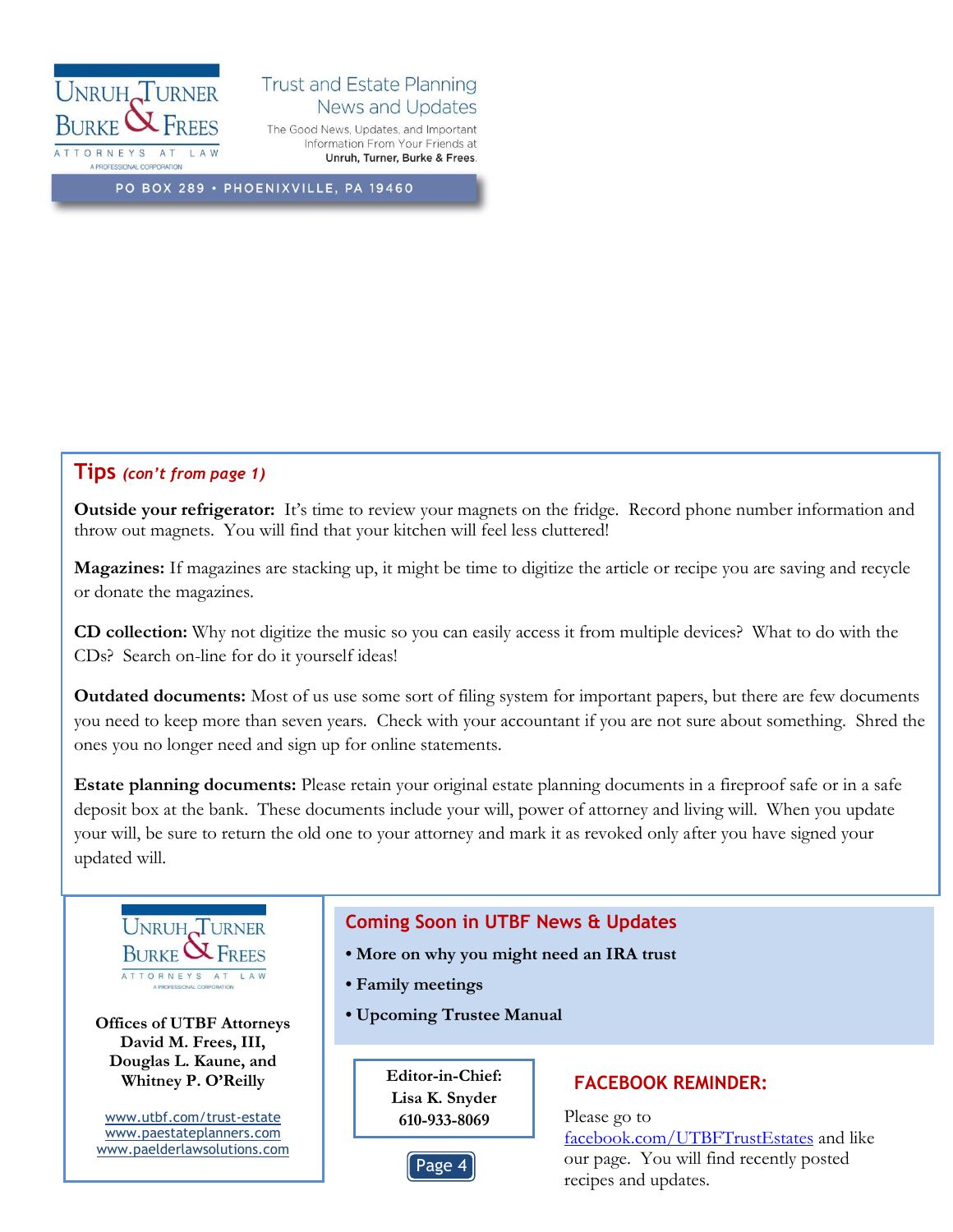Unruh, Turner, Burke & Frees

Attorneys at Law

A Professional Corporation

Trust and Estate Planning News and Updates

The Good News, Updates, and Important Information From Your Friends at **Unruh, Turner, Burke & Frees.**

PO BOX 289 • PHOENIXVILLE, PA 19460

## Tips *(con't from page 1)*

**Outside your refrigerator:** It's time to review your magnets on the fridge. Record phone number information and throw out magnets. You will find that your kitchen will feel less cluttered!

**Magazines:** If magazines are stacking up, it might be time to digitize the article or recipe you are saving and recycle or donate the magazines.

**CD collection:** Why not digitize the music so you can easily access it from multiple devices? What to do with the CDs? Search on-line for do it yourself ideas!

**Outdated documents:** Most of us use some sort of filing system for important papers, but there are few documents you need to keep more than seven years. Check with your accountant if you are not sure about something. Shred the ones you no longer need and sign up for online statements.

**Estate planning documents:** Please retain your original estate planning documents in a fireproof safe or in a safe deposit box at the bank. These documents include your will, power of attorney and living will. When you update your will, be sure to return the old one to your attorney and mark it as revoked only after you have signed your updated will.

Unruh, Turner, Burke & Frees

Attorneys at Law

A Professional Corporation

**Offices of UTBF Attorneys David M. Frees, III, Douglas L. Kaune, and Whitney P. O'Reilly**

www.utbf.com/trust-estate
www.paestateplanners.com
www.paelderlawsolutions.com

## Coming Soon in UTBF News & Updates

- **More on why you might need an IRA trust**
- **Family meetings**
- **Upcoming Trustee Manual**

**Editor-in-Chief:**
**Lisa K. Snyder**
**610-933-8069**

## FACEBOOK REMINDER:

Please go to facebook.com/UTBFTrustEstates and like our page. You will find recently posted recipes and updates.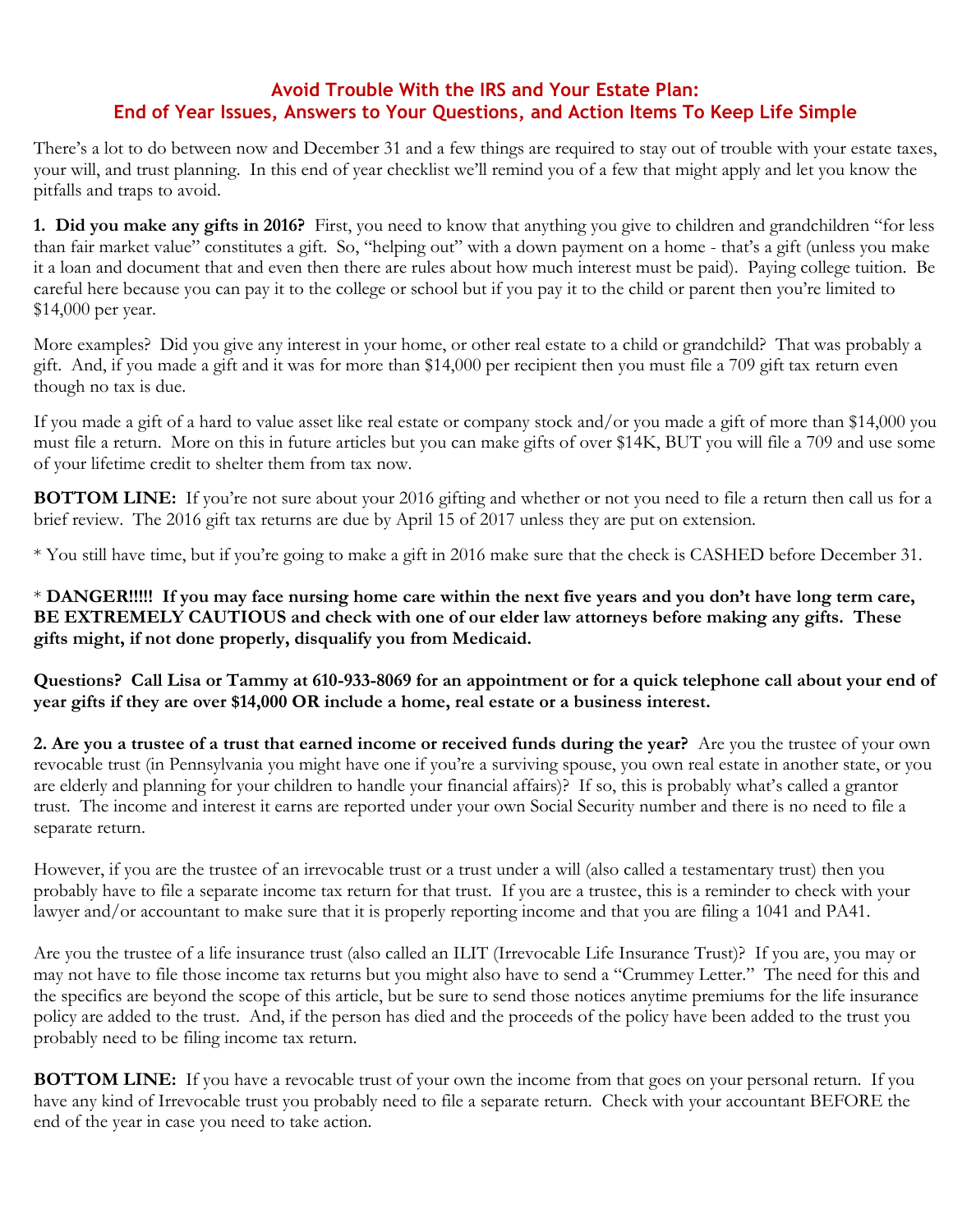## Avoid Trouble With the IRS and Your Estate Plan: End of Year Issues, Answers to Your Questions, and Action Items To Keep Life Simple

There's a lot to do between now and December 31 and a few things are required to stay out of trouble with your estate taxes, your will, and trust planning. In this end of year checklist we'll remind you of a few that might apply and let you know the pitfalls and traps to avoid.

**1. Did you make any gifts in 2016?** First, you need to know that anything you give to children and grandchildren "for less than fair market value" constitutes a gift. So, "helping out" with a down payment on a home - that's a gift (unless you make it a loan and document that and even then there are rules about how much interest must be paid). Paying college tuition. Be careful here because you can pay it to the college or school but if you pay it to the child or parent then you're limited to $14,000 per year.

More examples? Did you give any interest in your home, or other real estate to a child or grandchild? That was probably a gift. And, if you made a gift and it was for more than $14,000 per recipient then you must file a 709 gift tax return even though no tax is due.

If you made a gift of a hard to value asset like real estate or company stock and/or you made a gift of more than $14,000 you must file a return. More on this in future articles but you can make gifts of over $14K, BUT you will file a 709 and use some of your lifetime credit to shelter them from tax now.

**BOTTOM LINE:** If you're not sure about your 2016 gifting and whether or not you need to file a return then call us for a brief review. The 2016 gift tax returns are due by April 15 of 2017 unless they are put on extension.

* You still have time, but if you're going to make a gift in 2016 make sure that the check is CASHED before December 31.

* **DANGER!!!!! If you may face nursing home care within the next five years and you don't have long term care, BE EXTREMELY CAUTIOUS and check with one of our elder law attorneys before making any gifts. These gifts might, if not done properly, disqualify you from Medicaid.**

**Questions? Call Lisa or Tammy at 610-933-8069 for an appointment or for a quick telephone call about your end of year gifts if they are over $14,000 OR include a home, real estate or a business interest.**

**2. Are you a trustee of a trust that earned income or received funds during the year?** Are you the trustee of your own revocable trust (in Pennsylvania you might have one if you're a surviving spouse, you own real estate in another state, or you are elderly and planning for your children to handle your financial affairs)? If so, this is probably what's called a grantor trust. The income and interest it earns are reported under your own Social Security number and there is no need to file a separate return.

However, if you are the trustee of an irrevocable trust or a trust under a will (also called a testamentary trust) then you probably have to file a separate income tax return for that trust. If you are a trustee, this is a reminder to check with your lawyer and/or accountant to make sure that it is properly reporting income and that you are filing a 1041 and PA41.

Are you the trustee of a life insurance trust (also called an ILIT (Irrevocable Life Insurance Trust)? If you are, you may or may not have to file those income tax returns but you might also have to send a "Crummey Letter." The need for this and the specifics are beyond the scope of this article, but be sure to send those notices anytime premiums for the life insurance policy are added to the trust. And, if the person has died and the proceeds of the policy have been added to the trust you probably need to be filing income tax return.

**BOTTOM LINE:** If you have a revocable trust of your own the income from that goes on your personal return. If you have any kind of Irrevocable trust you probably need to file a separate return. Check with your accountant BEFORE the end of the year in case you need to take action.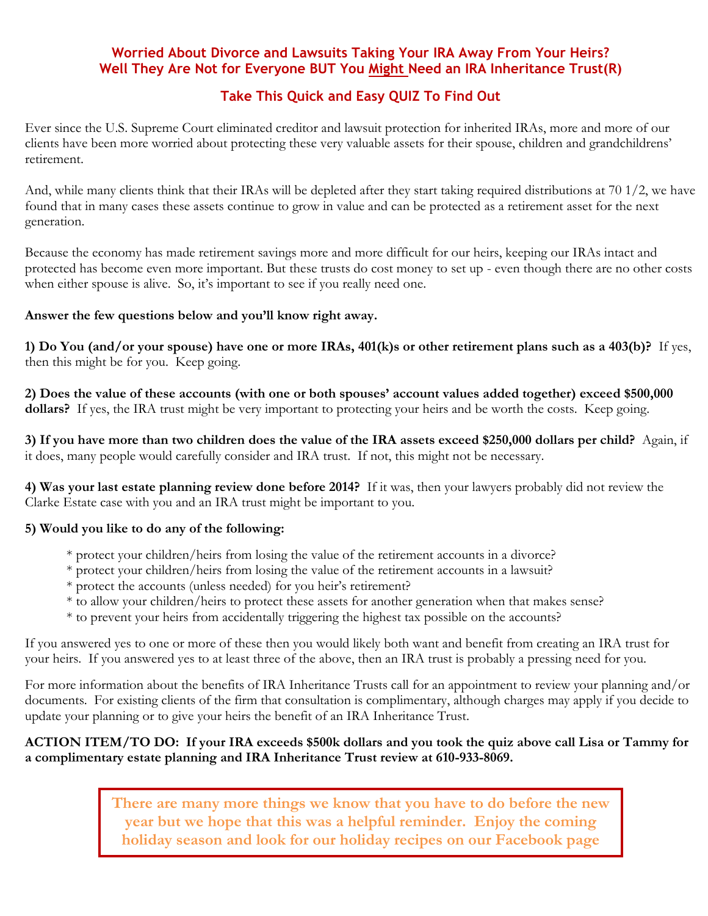## Worried About Divorce and Lawsuits Taking Your IRA Away From Your Heirs?
## Well They Are Not for Everyone BUT You Might Need an IRA Inheritance Trust(R)

### Take This Quick and Easy QUIZ To Find Out

Ever since the U.S. Supreme Court eliminated creditor and lawsuit protection for inherited IRAs, more and more of our clients have been more worried about protecting these very valuable assets for their spouse, children and grandchildrens' retirement.

And, while many clients think that their IRAs will be depleted after they start taking required distributions at 70 1/2, we have found that in many cases these assets continue to grow in value and can be protected as a retirement asset for the next generation.

Because the economy has made retirement savings more and more difficult for our heirs, keeping our IRAs intact and protected has become even more important. But these trusts do cost money to set up - even though there are no other costs when either spouse is alive. So, it's important to see if you really need one.

**Answer the few questions below and you'll know right away.**

**1) Do You (and/or your spouse) have one or more IRAs, 401(k)s or other retirement plans such as a 403(b)?** If yes, then this might be for you. Keep going.

**2) Does the value of these accounts (with one or both spouses' account values added together) exceed $500,000 dollars?** If yes, the IRA trust might be very important to protecting your heirs and be worth the costs. Keep going.

**3) If you have more than two children does the value of the IRA assets exceed $250,000 dollars per child?** Again, if it does, many people would carefully consider and IRA trust. If not, this might not be necessary.

**4) Was your last estate planning review done before 2014?** If it was, then your lawyers probably did not review the Clarke Estate case with you and an IRA trust might be important to you.

**5) Would you like to do any of the following:**

* protect your children/heirs from losing the value of the retirement accounts in a divorce?
* protect your children/heirs from losing the value of the retirement accounts in a lawsuit?
* protect the accounts (unless needed) for you heir's retirement?
* to allow your children/heirs to protect these assets for another generation when that makes sense?
* to prevent your heirs from accidentally triggering the highest tax possible on the accounts?

If you answered yes to one or more of these then you would likely both want and benefit from creating an IRA trust for your heirs. If you answered yes to at least three of the above, then an IRA trust is probably a pressing need for you.

For more information about the benefits of IRA Inheritance Trusts call for an appointment to review your planning and/or documents. For existing clients of the firm that consultation is complimentary, although charges may apply if you decide to update your planning or to give your heirs the benefit of an IRA Inheritance Trust.

**ACTION ITEM/TO DO: If your IRA exceeds $500k dollars and you took the quiz above call Lisa or Tammy for a complimentary estate planning and IRA Inheritance Trust review at 610-933-8069.**

**There are many more things we know that you have to do before the new year but we hope that this was a helpful reminder. Enjoy the coming holiday season and look for our holiday recipes on our Facebook page**